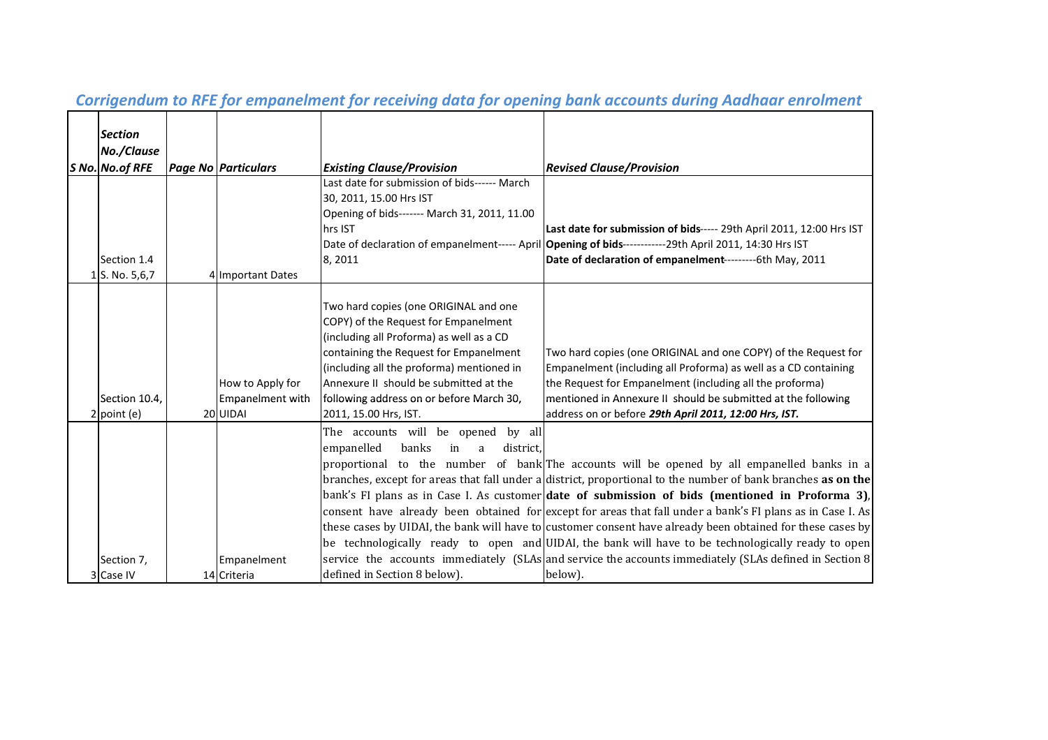## *Corrigendum to RFE for empanelment for receiving data for opening bank accounts during Aadhaar enrolment*

| S No. | *Section No./Clause No.of RFE* | *Page No* | *Particulars* | *Existing Clause/Provision* | *Revised Clause/Provision* |
|---|---|---|---|---|---|
| 1 | Section 1.4 S. No. 5,6,7 | 4 | Important Dates | Last date for submission of bids------ March 30, 2011, 15.00 Hrs IST<br>Opening of bids------- March 31, 2011, 11.00 hrs IST<br>Date of declaration of empanelment----- April 8, 2011 | **Last date for submission of bids**----- 29th April 2011, 12:00 Hrs IST<br>**Opening of bids**------------29th April 2011, 14:30 Hrs IST<br>**Date of declaration of empanelment**---------6th May, 2011 |
| 2 | Section 10.4, point (e) | 20 | How to Apply for Empanelment with UIDAI | Two hard copies (one ORIGINAL and one COPY) of the Request for Empanelment (including all Proforma) as well as a CD containing the Request for Empanelment (including all the proforma) mentioned in Annexure II should be submitted at the following address on or before March 30, 2011, 15.00 Hrs, IST. | Two hard copies (one ORIGINAL and one COPY) of the Request for Empanelment (including all Proforma) as well as a CD containing the Request for Empanelment (including all the proforma) mentioned in Annexure II should be submitted at the following address on or before ***29th April 2011, 12:00 Hrs, IST.*** |
| 3 | Section 7, Case IV | 14 | Empanelment Criteria | The accounts will be opened by all empanelled banks in a district, proportional to the number of bank branches, except for areas that fall under a bank's FI plans as in Case I. As customer consent have already been obtained for these cases by UIDAI, the bank will have to be technologically ready to open and service the accounts immediately (SLAs defined in Section 8 below). | The accounts will be opened by all empanelled banks in a district, proportional to the number of bank branches **as on the date of submission of bids (mentioned in Proforma 3)**, except for areas that fall under a bank's FI plans as in Case I. As customer consent have already been obtained for these cases by UIDAI, the bank will have to be technologically ready to open and service the accounts immediately (SLAs defined in Section 8 below). |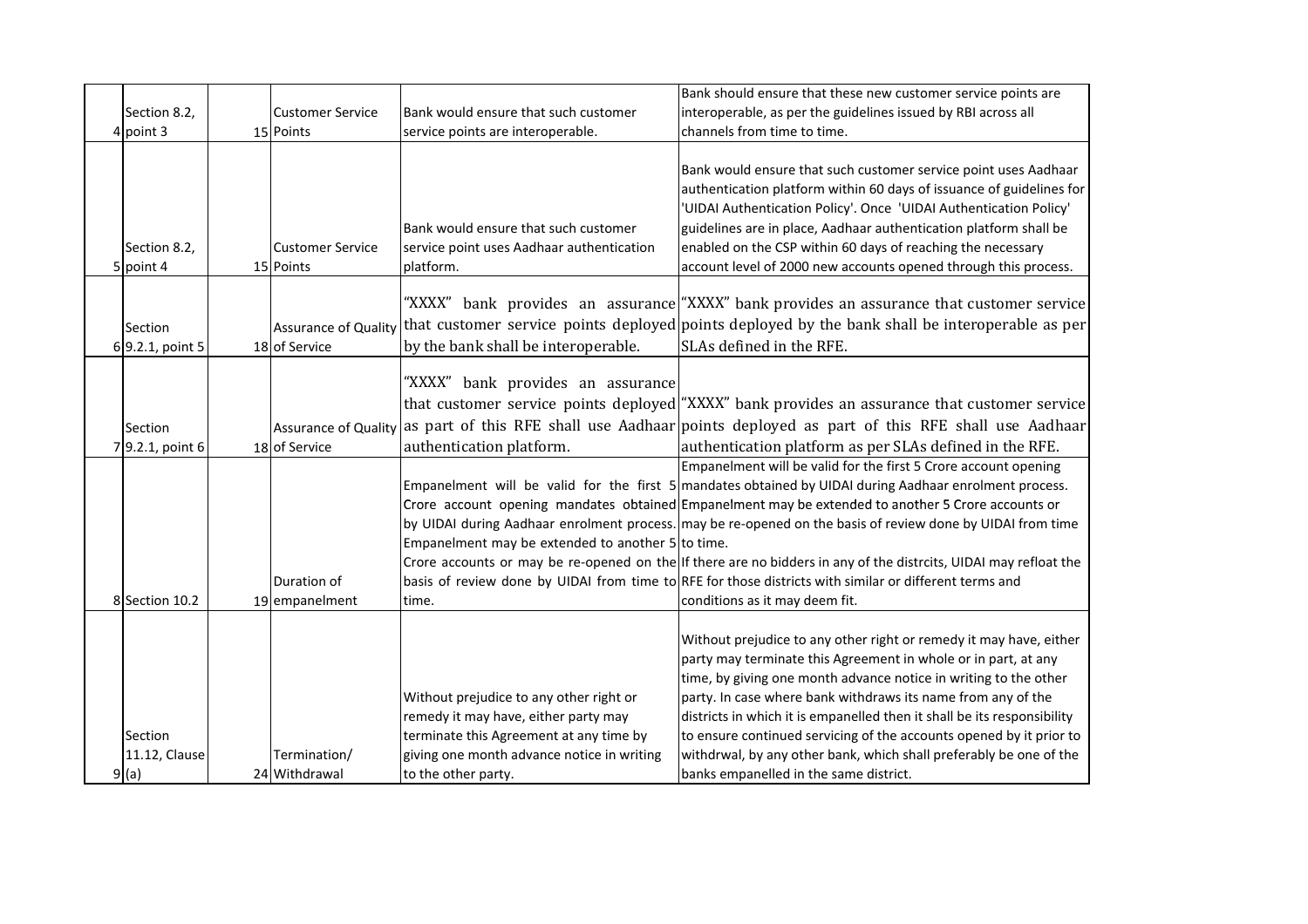| 4 | Section 8.2, point 3 | 15 | Customer Service Points | Bank would ensure that such customer service points are interoperable. | Bank should ensure that these new customer service points are interoperable, as per the guidelines issued by RBI across all channels from time to time. |
|---|---|---|---|---|---|
| 5 | Section 8.2, point 4 | 15 | Customer Service Points | Bank would ensure that such customer service point uses Aadhaar authentication platform. | Bank would ensure that such customer service point uses Aadhaar authentication platform within 60 days of issuance of guidelines for 'UIDAI Authentication Policy'. Once 'UIDAI Authentication Policy' guidelines are in place, Aadhaar authentication platform shall be enabled on the CSP within 60 days of reaching the necessary account level of 2000 new accounts opened through this process. |
| 6 | Section 9.2.1, point 5 | 18 | Assurance of Quality of Service | "XXXX" bank provides an assurance that customer service points deployed by the bank shall be interoperable. | "XXXX" bank provides an assurance that customer service points deployed by the bank shall be interoperable as per SLAs defined in the RFE. |
| 7 | Section 9.2.1, point 6 | 18 | Assurance of Quality of Service | "XXXX" bank provides an assurance that customer service points deployed as part of this RFE shall use Aadhaar authentication platform. | "XXXX" bank provides an assurance that customer service points deployed as part of this RFE shall use Aadhaar authentication platform as per SLAs defined in the RFE. |
| 8 | Section 10.2 | 19 | Duration of empanelment | Empanelment will be valid for the first 5 Crore account opening mandates obtained by UIDAI during Aadhaar enrolment process. Empanelment may be extended to another 5 Crore accounts or may be re-opened on the basis of review done by UIDAI from time to time. | Empanelment will be valid for the first 5 Crore account opening mandates obtained by UIDAI during Aadhaar enrolment process. Empanelment may be extended to another 5 Crore accounts or may be re-opened on the basis of review done by UIDAI from time to time. If there are no bidders in any of the distrcits, UIDAI may refloat the RFE for those districts with similar or different terms and conditions as it may deem fit. |
| 9 | Section 11.12, Clause (a) | 24 | Termination/ Withdrawal | Without prejudice to any other right or remedy it may have, either party may terminate this Agreement at any time by giving one month advance notice in writing to the other party. | Without prejudice to any other right or remedy it may have, either party may terminate this Agreement in whole or in part, at any time, by giving one month advance notice in writing to the other party. In case where bank withdraws its name from any of the districts in which it is empanelled then it shall be its responsibility to ensure continued servicing of the accounts opened by it prior to withdrwal, by any other bank, which shall preferably be one of the banks empanelled in the same district. |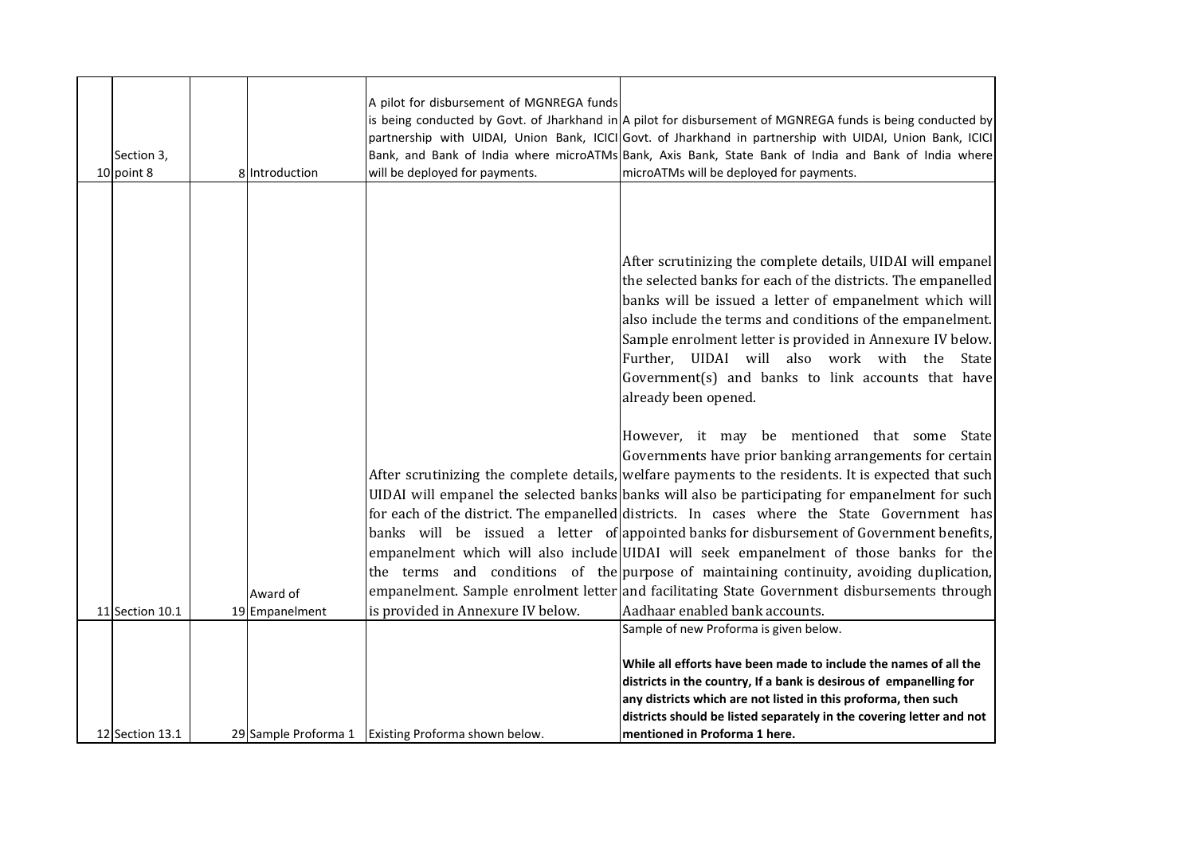| | | | | | |
|---|---|---|---|---|---|
| 10 | Section 3, point 8 | 8 | Introduction | A pilot for disbursement of MGNREGA funds is being conducted by Govt. of Jharkhand in partnership with UIDAI, Union Bank, ICICI Bank, and Bank of India where microATMs will be deployed for payments. | A pilot for disbursement of MGNREGA funds is being conducted by Govt. of Jharkhand in partnership with UIDAI, Union Bank, ICICI Bank, Axis Bank, State Bank of India and Bank of India where microATMs will be deployed for payments. |
| 11 | Section 10.1 | 19 | Award of Empanelment | After scrutinizing the complete details, UIDAI will empanel the selected banks for each of the district. The empanelled banks will be issued a letter of empanelment which will also include the terms and conditions of the empanelment. Sample enrolment letter is provided in Annexure IV below. | After scrutinizing the complete details, UIDAI will empanel the selected banks for each of the districts. The empanelled banks will be issued a letter of empanelment which will also include the terms and conditions of the empanelment. Sample enrolment letter is provided in Annexure IV below. Further, UIDAI will also work with the State Government(s) and banks to link accounts that have already been opened.<br><br>However, it may be mentioned that some State Governments have prior banking arrangements for certain welfare payments to the residents. It is expected that such banks will also be participating for empanelment for such districts. In cases where the State Government has appointed banks for disbursement of Government benefits, UIDAI will seek empanelment of those banks for the purpose of maintaining continuity, avoiding duplication, and facilitating State Government disbursements through Aadhaar enabled bank accounts. |
| 12 | Section 13.1 | 29 | Sample Proforma 1 | Existing Proforma shown below. | Sample of new Proforma is given below.<br><br>**While all efforts have been made to include the names of all the districts in the country, If a bank is desirous of empanelling for any districts which are not listed in this proforma, then such districts should be listed separately in the covering letter and not mentioned in Proforma 1 here.** |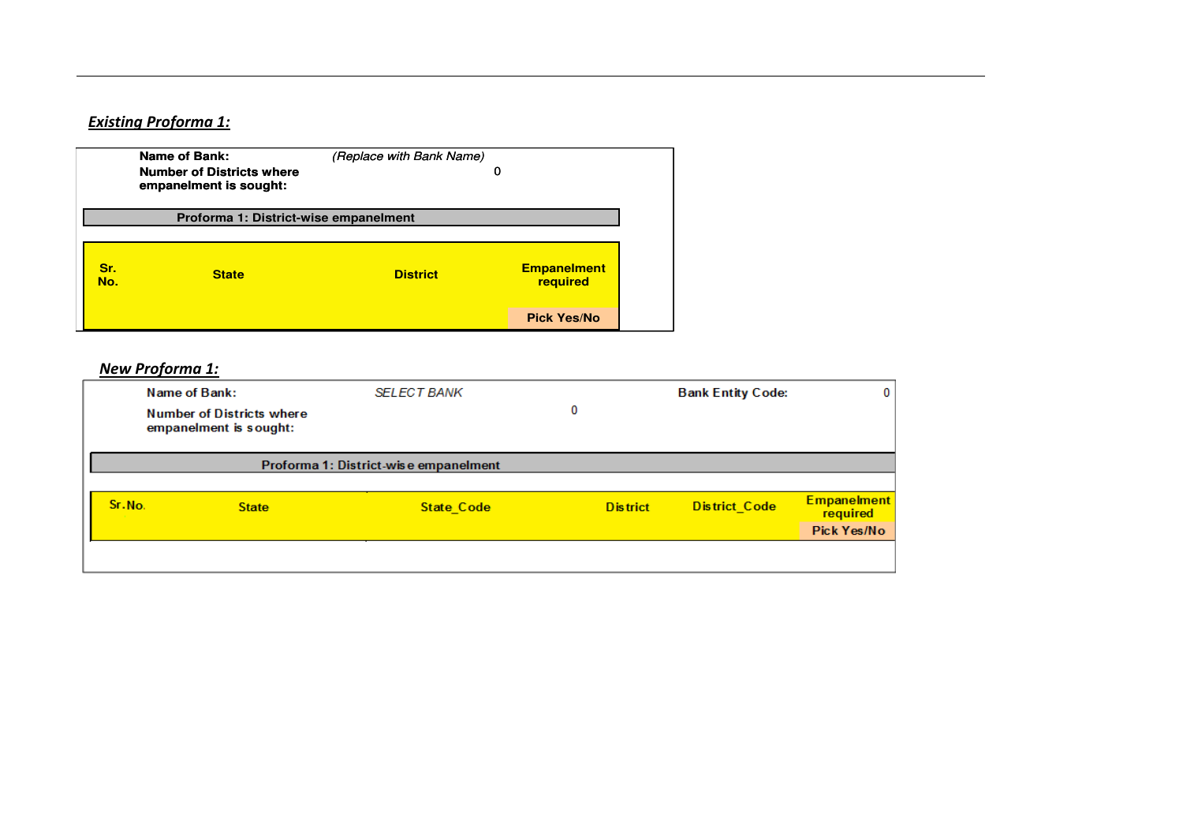***Existing Proforma 1:***

**Name of Bank:** *(Replace with Bank Name)*

**Number of Districts where empanelment is sought:** 0

**Proforma 1: District-wise empanelment**

| Sr. No. | State | District | Empanelment required<br>Pick Yes/No |
|---|---|---|---|

***New Proforma 1:***

Name of Bank: *SELECT BANK* Bank Entity Code: 0

Number of Districts where empanelment is sought: 0

**Proforma 1: District-wise empanelment**

| Sr.No. | State | State_Code | District | District_Code | Empanelment required<br>Pick Yes/No |
|---|---|---|---|---|---|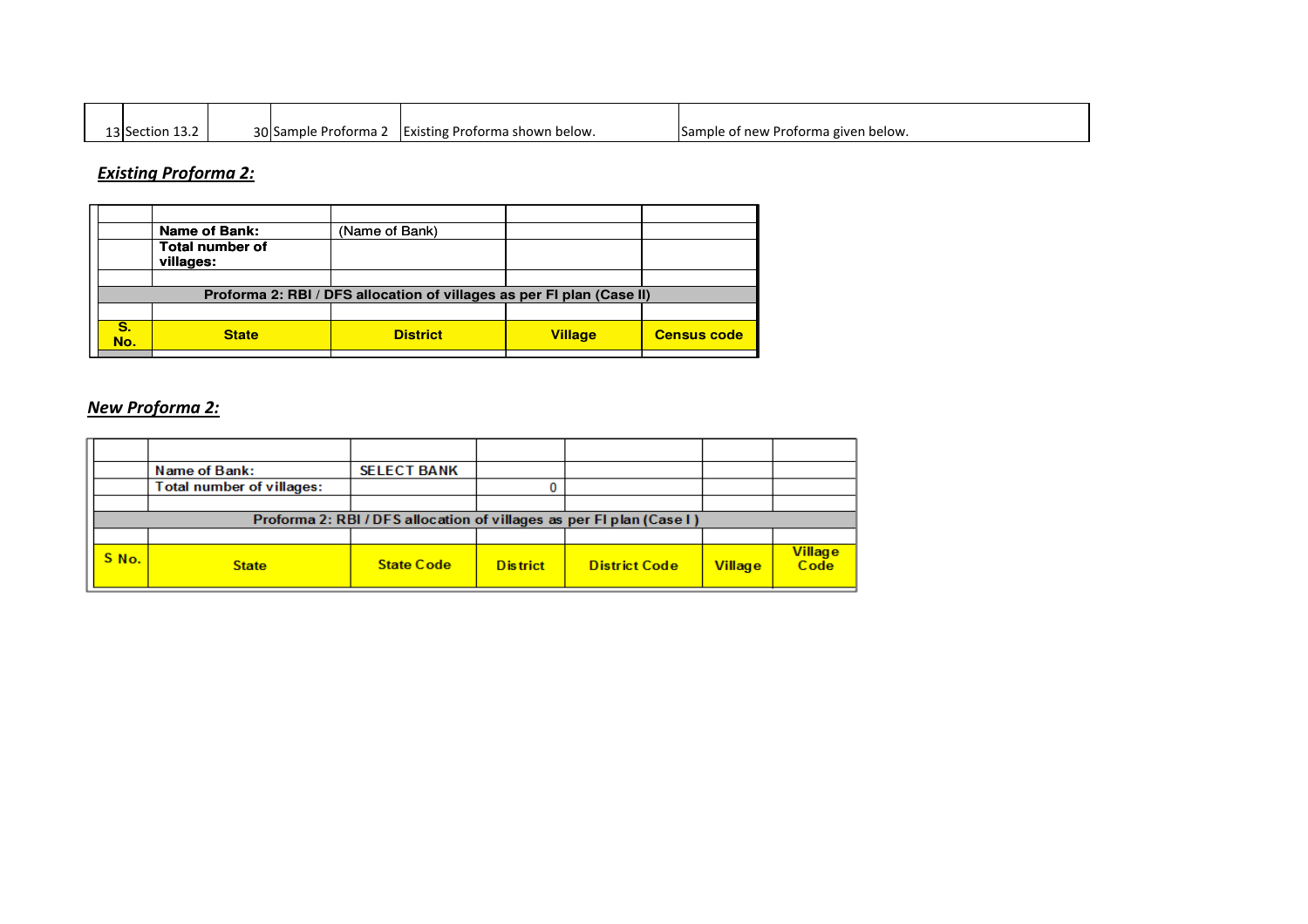| 13 | Section 13.2 | 30 | Sample Proforma 2 | Existing Proforma shown below. | Sample of new Proforma given below. |
|---|---|---|---|---|---|

## *Existing Proforma 2:*

| | | | | |
|---|---|---|---|---|
| | **Name of Bank:** | (Name of Bank) | | |
| | **Total number of villages:** | | | |
| | | | | |
| **Proforma 2: RBI / DFS allocation of villages as per FI plan (Case II)** | | | | |
| | | | | |
| **S. No.** | **State** | **District** | **Village** | **Census code** |
| | | | | |

## *New Proforma 2:*

| | | | | | | |
|---|---|---|---|---|---|---|
| | Name of Bank: | SELECT BANK | | | | |
| | Total number of villages: | | 0 | | | |
| | | | | | | |
| **Proforma 2: RBI / DFS allocation of villages as per FI plan (Case I )** | | | | | | |
| | | | | | | |
| **S No.** | **State** | **State Code** | **District** | **District Code** | **Village** | **Village Code** |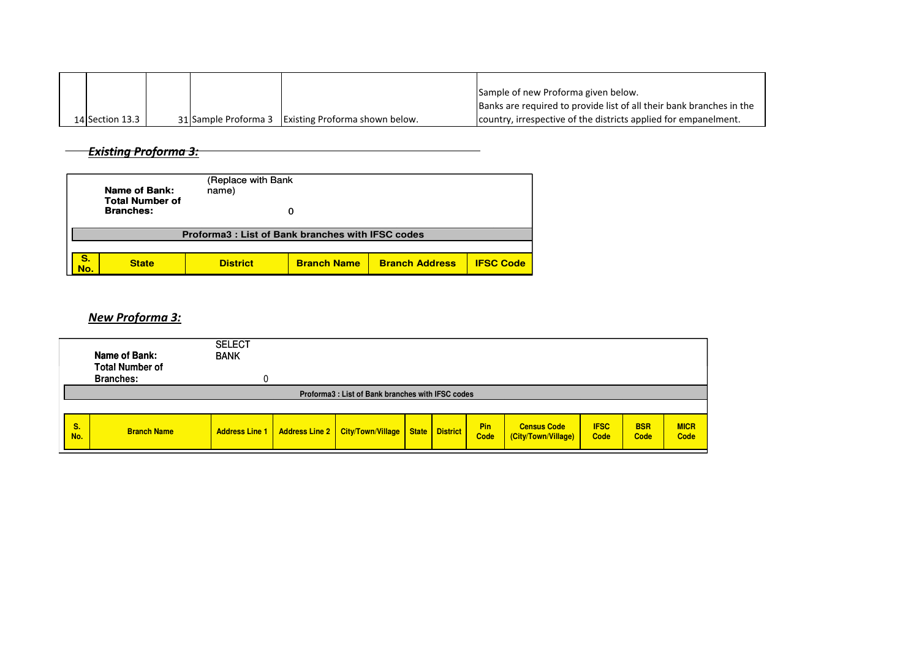| | | | | | |
|---|---|---|---|---|---|
| 14 | Section 13.3 | 31 | Sample Proforma 3 | Existing Proforma shown below. | Sample of new Proforma given below. Banks are required to provide list of all their bank branches in the country, irrespective of the districts applied for empanelment. |

***Existing Proforma 3:***

**Name of Bank:** (Replace with Bank name)
**Total Number of Branches:** 0

**Proforma3 : List of Bank branches with IFSC codes**

| S. No. | State | District | Branch Name | Branch Address | IFSC Code |
|---|---|---|---|---|---|

***New Proforma 3:***

**Name of Bank:** SELECT BANK
**Total Number of Branches:** 0

**Proforma3 : List of Bank branches with IFSC codes**

| S. No. | Branch Name | Address Line 1 | Address Line 2 | City/Town/Village | State | District | Pin Code | Census Code (City/Town/Village) | IFSC Code | BSR Code | MICR Code |
|---|---|---|---|---|---|---|---|---|---|---|---|